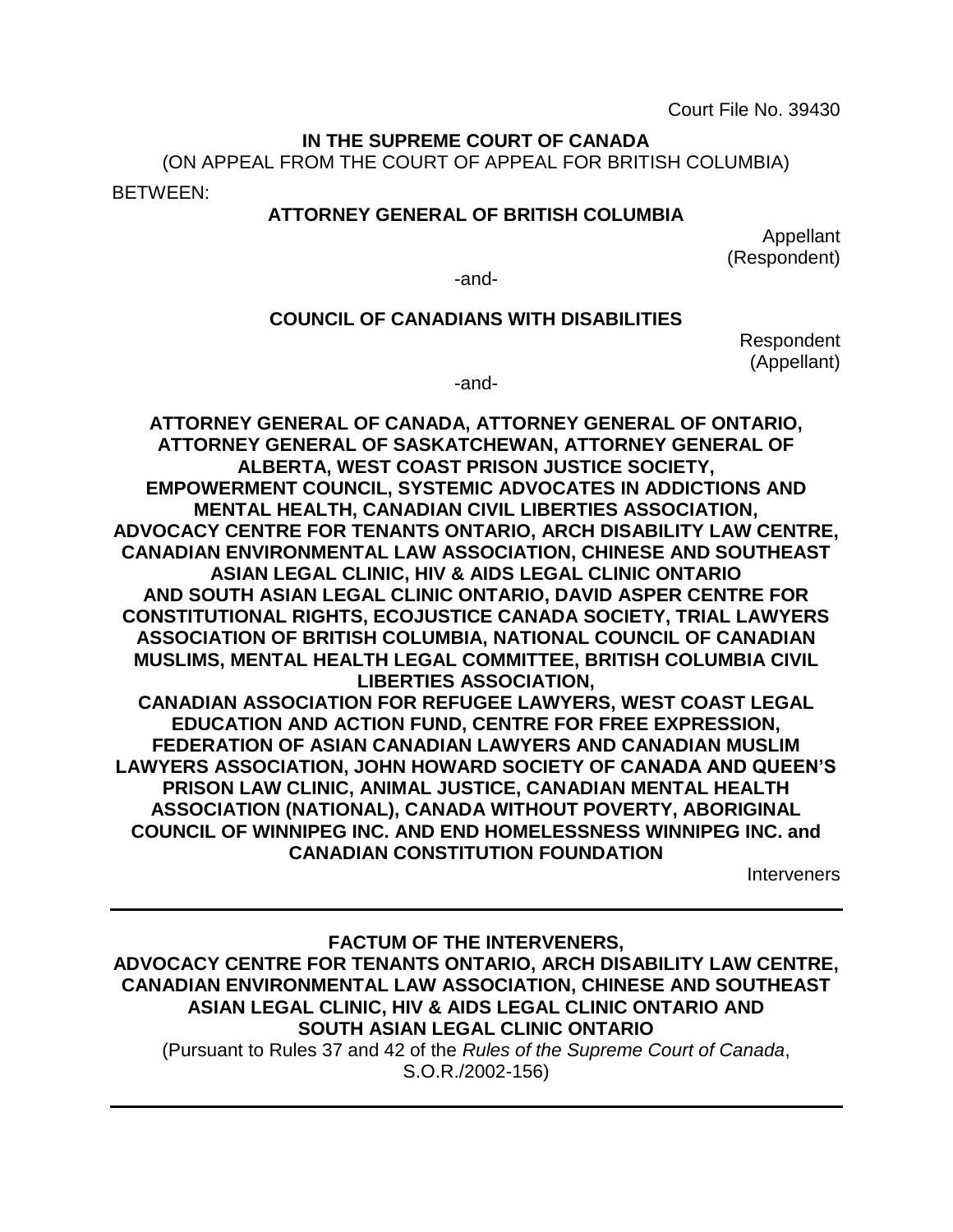Court File No. 39430

**IN THE SUPREME COURT OF CANADA**

(ON APPEAL FROM THE COURT OF APPEAL FOR BRITISH COLUMBIA)

BETWEEN:

**ATTORNEY GENERAL OF BRITISH COLUMBIA**

Appellant
(Respondent)

-and-

**COUNCIL OF CANADIANS WITH DISABILITIES**

Respondent
(Appellant)

-and-

**ATTORNEY GENERAL OF CANADA, ATTORNEY GENERAL OF ONTARIO, ATTORNEY GENERAL OF SASKATCHEWAN, ATTORNEY GENERAL OF ALBERTA, WEST COAST PRISON JUSTICE SOCIETY, EMPOWERMENT COUNCIL, SYSTEMIC ADVOCATES IN ADDICTIONS AND MENTAL HEALTH, CANADIAN CIVIL LIBERTIES ASSOCIATION, ADVOCACY CENTRE FOR TENANTS ONTARIO, ARCH DISABILITY LAW CENTRE, CANADIAN ENVIRONMENTAL LAW ASSOCIATION, CHINESE AND SOUTHEAST ASIAN LEGAL CLINIC, HIV & AIDS LEGAL CLINIC ONTARIO AND SOUTH ASIAN LEGAL CLINIC ONTARIO, DAVID ASPER CENTRE FOR CONSTITUTIONAL RIGHTS, ECOJUSTICE CANADA SOCIETY, TRIAL LAWYERS ASSOCIATION OF BRITISH COLUMBIA, NATIONAL COUNCIL OF CANADIAN MUSLIMS, MENTAL HEALTH LEGAL COMMITTEE, BRITISH COLUMBIA CIVIL LIBERTIES ASSOCIATION, CANADIAN ASSOCIATION FOR REFUGEE LAWYERS, WEST COAST LEGAL EDUCATION AND ACTION FUND, CENTRE FOR FREE EXPRESSION, FEDERATION OF ASIAN CANADIAN LAWYERS AND CANADIAN MUSLIM LAWYERS ASSOCIATION, JOHN HOWARD SOCIETY OF CANADA AND QUEEN'S PRISON LAW CLINIC, ANIMAL JUSTICE, CANADIAN MENTAL HEALTH ASSOCIATION (NATIONAL), CANADA WITHOUT POVERTY, ABORIGINAL COUNCIL OF WINNIPEG INC. AND END HOMELESSNESS WINNIPEG INC. and CANADIAN CONSTITUTION FOUNDATION**

Interveners

---

**FACTUM OF THE INTERVENERS,**
**ADVOCACY CENTRE FOR TENANTS ONTARIO, ARCH DISABILITY LAW CENTRE, CANADIAN ENVIRONMENTAL LAW ASSOCIATION, CHINESE AND SOUTHEAST ASIAN LEGAL CLINIC, HIV & AIDS LEGAL CLINIC ONTARIO AND SOUTH ASIAN LEGAL CLINIC ONTARIO**

(Pursuant to Rules 37 and 42 of the *Rules of the Supreme Court of Canada*, S.O.R./2002-156)

---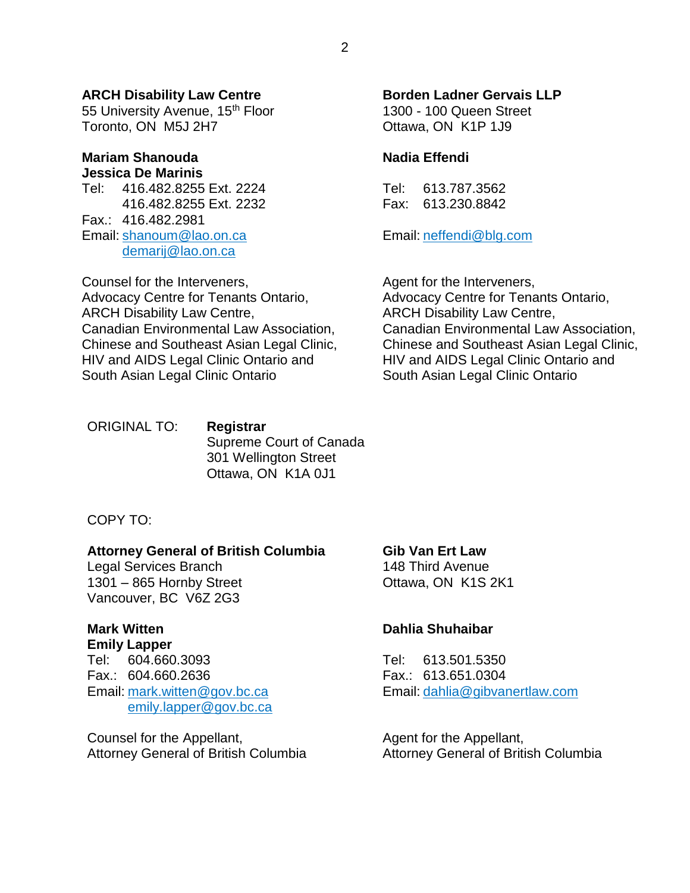**ARCH Disability Law Centre**
55 University Avenue, 15th Floor
Toronto, ON M5J 2H7

**Mariam Shanouda**
**Jessica De Marinis**
Tel: 416.482.8255 Ext. 2224
416.482.8255 Ext. 2232
Fax.: 416.482.2981
Email: shanoum@lao.on.ca
demarij@lao.on.ca

Counsel for the Interveners,
Advocacy Centre for Tenants Ontario,
ARCH Disability Law Centre,
Canadian Environmental Law Association,
Chinese and Southeast Asian Legal Clinic,
HIV and AIDS Legal Clinic Ontario and
South Asian Legal Clinic Ontario

**Borden Ladner Gervais LLP**
1300 - 100 Queen Street
Ottawa, ON K1P 1J9

**Nadia Effendi**

Tel: 613.787.3562
Fax: 613.230.8842

Email: neffendi@blg.com

Agent for the Interveners,
Advocacy Centre for Tenants Ontario,
ARCH Disability Law Centre,
Canadian Environmental Law Association,
Chinese and Southeast Asian Legal Clinic,
HIV and AIDS Legal Clinic Ontario and
South Asian Legal Clinic Ontario

ORIGINAL TO: **Registrar**
Supreme Court of Canada
301 Wellington Street
Ottawa, ON K1A 0J1

COPY TO:

**Attorney General of British Columbia**
Legal Services Branch
1301 – 865 Hornby Street
Vancouver, BC V6Z 2G3

**Mark Witten**
**Emily Lapper**
Tel: 604.660.3093
Fax.: 604.660.2636
Email: mark.witten@gov.bc.ca
emily.lapper@gov.bc.ca

Counsel for the Appellant,
Attorney General of British Columbia

**Gib Van Ert Law**
148 Third Avenue
Ottawa, ON K1S 2K1

**Dahlia Shuhaibar**

Tel: 613.501.5350
Fax.: 613.651.0304
Email: dahlia@gibvanertlaw.com

Agent for the Appellant,
Attorney General of British Columbia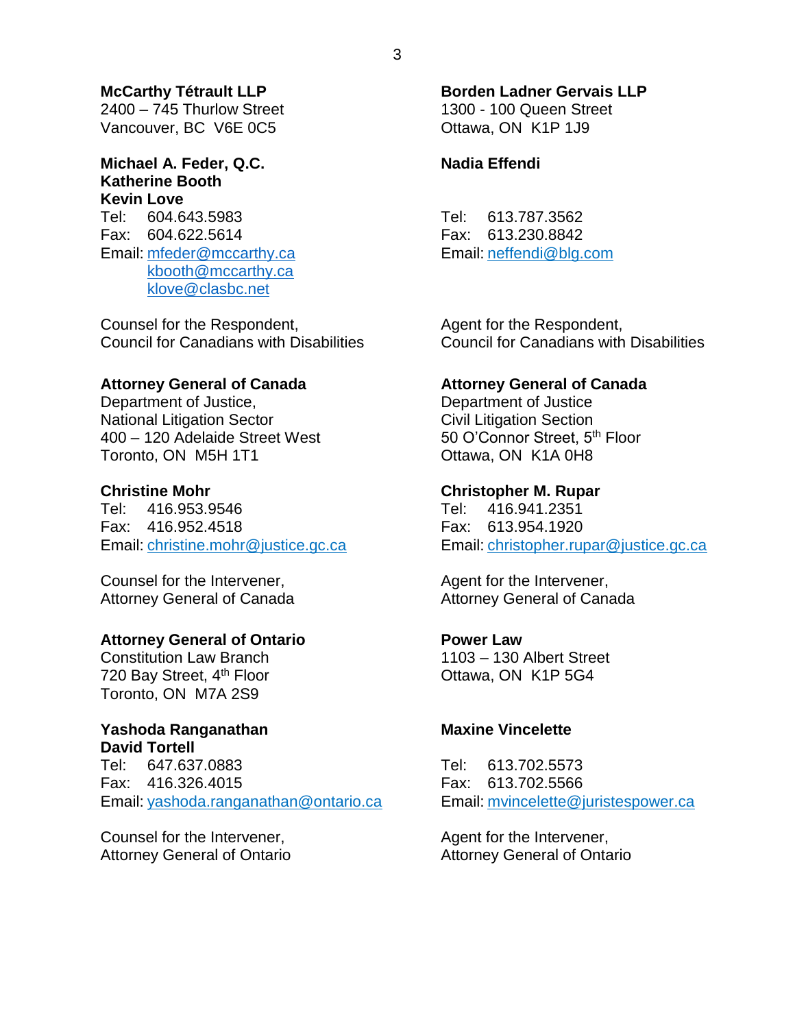**McCarthy Tétrault LLP**
2400 – 745 Thurlow Street
Vancouver, BC  V6E 0C5

**Michael A. Feder, Q.C.**
**Katherine Booth**
**Kevin Love**
Tel: 604.643.5983
Fax: 604.622.5614
Email: mfeder@mccarthy.ca
kbooth@mccarthy.ca
klove@clasbc.net

Counsel for the Respondent,
Council for Canadians with Disabilities

**Borden Ladner Gervais LLP**
1300 - 100 Queen Street
Ottawa, ON  K1P 1J9

**Nadia Effendi**

Tel: 613.787.3562
Fax: 613.230.8842
Email: neffendi@blg.com

Agent for the Respondent,
Council for Canadians with Disabilities

**Attorney General of Canada**
Department of Justice,
National Litigation Sector
400 – 120 Adelaide Street West
Toronto, ON  M5H 1T1

**Christine Mohr**
Tel: 416.953.9546
Fax: 416.952.4518
Email: christine.mohr@justice.gc.ca

Counsel for the Intervener,
Attorney General of Canada

**Attorney General of Canada**
Department of Justice
Civil Litigation Section
50 O'Connor Street, 5th Floor
Ottawa, ON  K1A 0H8

**Christopher M. Rupar**
Tel: 416.941.2351
Fax: 613.954.1920
Email: christopher.rupar@justice.gc.ca

Agent for the Intervener,
Attorney General of Canada

**Attorney General of Ontario**
Constitution Law Branch
720 Bay Street, 4th Floor
Toronto, ON  M7A 2S9

**Yashoda Ranganathan**
**David Tortell**
Tel: 647.637.0883
Fax: 416.326.4015
Email: yashoda.ranganathan@ontario.ca

Counsel for the Intervener,
Attorney General of Ontario

**Power Law**
1103 – 130 Albert Street
Ottawa, ON  K1P 5G4

**Maxine Vincelette**

Tel: 613.702.5573
Fax: 613.702.5566
Email: mvincelette@juristespower.ca

Agent for the Intervener,
Attorney General of Ontario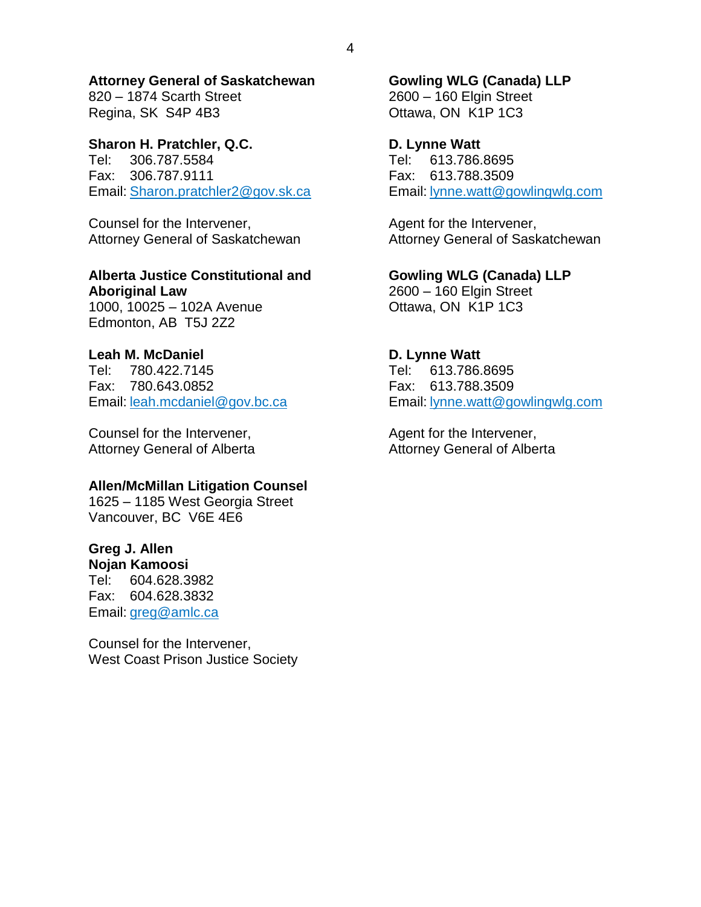**Attorney General of Saskatchewan**
820 – 1874 Scarth Street
Regina, SK  S4P 4B3

**Sharon H. Pratchler, Q.C.**
Tel: 306.787.5584
Fax: 306.787.9111
Email: Sharon.pratchler2@gov.sk.ca

Counsel for the Intervener,
Attorney General of Saskatchewan

**Gowling WLG (Canada) LLP**
2600 – 160 Elgin Street
Ottawa, ON  K1P 1C3

**D. Lynne Watt**
Tel: 613.786.8695
Fax: 613.788.3509
Email: lynne.watt@gowlingwlg.com

Agent for the Intervener,
Attorney General of Saskatchewan

**Alberta Justice Constitutional and Aboriginal Law**
1000, 10025 – 102A Avenue
Edmonton, AB  T5J 2Z2

**Leah M. McDaniel**
Tel: 780.422.7145
Fax: 780.643.0852
Email: leah.mcdaniel@gov.bc.ca

Counsel for the Intervener,
Attorney General of Alberta

**Gowling WLG (Canada) LLP**
2600 – 160 Elgin Street
Ottawa, ON  K1P 1C3

**D. Lynne Watt**
Tel: 613.786.8695
Fax: 613.788.3509
Email: lynne.watt@gowlingwlg.com

Agent for the Intervener,
Attorney General of Alberta

**Allen/McMillan Litigation Counsel**
1625 – 1185 West Georgia Street
Vancouver, BC  V6E 4E6

**Greg J. Allen**
**Nojan Kamoosi**
Tel: 604.628.3982
Fax: 604.628.3832
Email: greg@amlc.ca

Counsel for the Intervener,
West Coast Prison Justice Society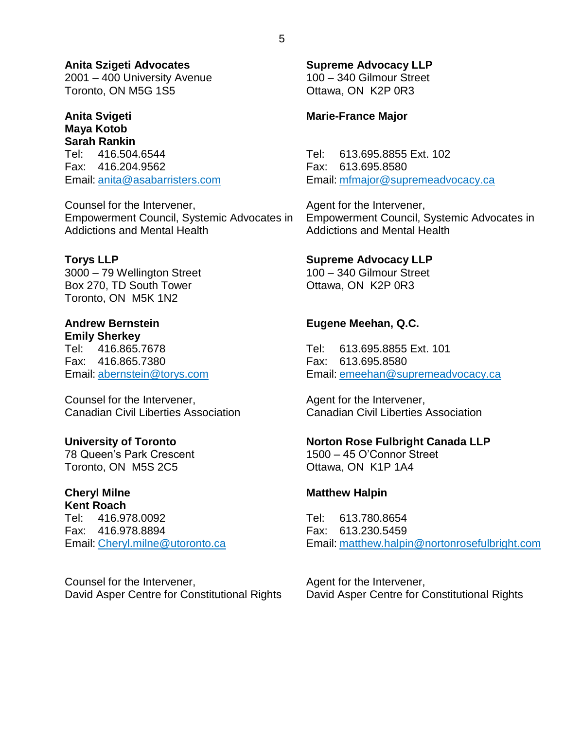**Anita Szigeti Advocates**
2001 – 400 University Avenue
Toronto, ON M5G 1S5

**Anita Svigeti**
**Maya Kotob**
**Sarah Rankin**
Tel: 416.504.6544
Fax: 416.204.9562
Email: anita@asabarristers.com

Counsel for the Intervener,
Empowerment Council, Systemic Advocates in Addictions and Mental Health

**Supreme Advocacy LLP**
100 – 340 Gilmour Street
Ottawa, ON K2P 0R3

**Marie-France Major**

Tel: 613.695.8855 Ext. 102
Fax: 613.695.8580
Email: mfmajor@supremeadvocacy.ca

Agent for the Intervener,
Empowerment Council, Systemic Advocates in Addictions and Mental Health

**Torys LLP**
3000 – 79 Wellington Street
Box 270, TD South Tower
Toronto, ON M5K 1N2

**Andrew Bernstein**
**Emily Sherkey**
Tel: 416.865.7678
Fax: 416.865.7380
Email: abernstein@torys.com

Counsel for the Intervener,
Canadian Civil Liberties Association

**Supreme Advocacy LLP**
100 – 340 Gilmour Street
Ottawa, ON K2P 0R3

**Eugene Meehan, Q.C.**

Tel: 613.695.8855 Ext. 101
Fax: 613.695.8580
Email: emeehan@supremeadvocacy.ca

Agent for the Intervener,
Canadian Civil Liberties Association

**University of Toronto**
78 Queen's Park Crescent
Toronto, ON M5S 2C5

**Cheryl Milne**
**Kent Roach**
Tel: 416.978.0092
Fax: 416.978.8894
Email: Cheryl.milne@utoronto.ca

Counsel for the Intervener,
David Asper Centre for Constitutional Rights

**Norton Rose Fulbright Canada LLP**
1500 – 45 O'Connor Street
Ottawa, ON K1P 1A4

**Matthew Halpin**

Tel: 613.780.8654
Fax: 613.230.5459
Email: matthew.halpin@nortonrosefulbright.com

Agent for the Intervener,
David Asper Centre for Constitutional Rights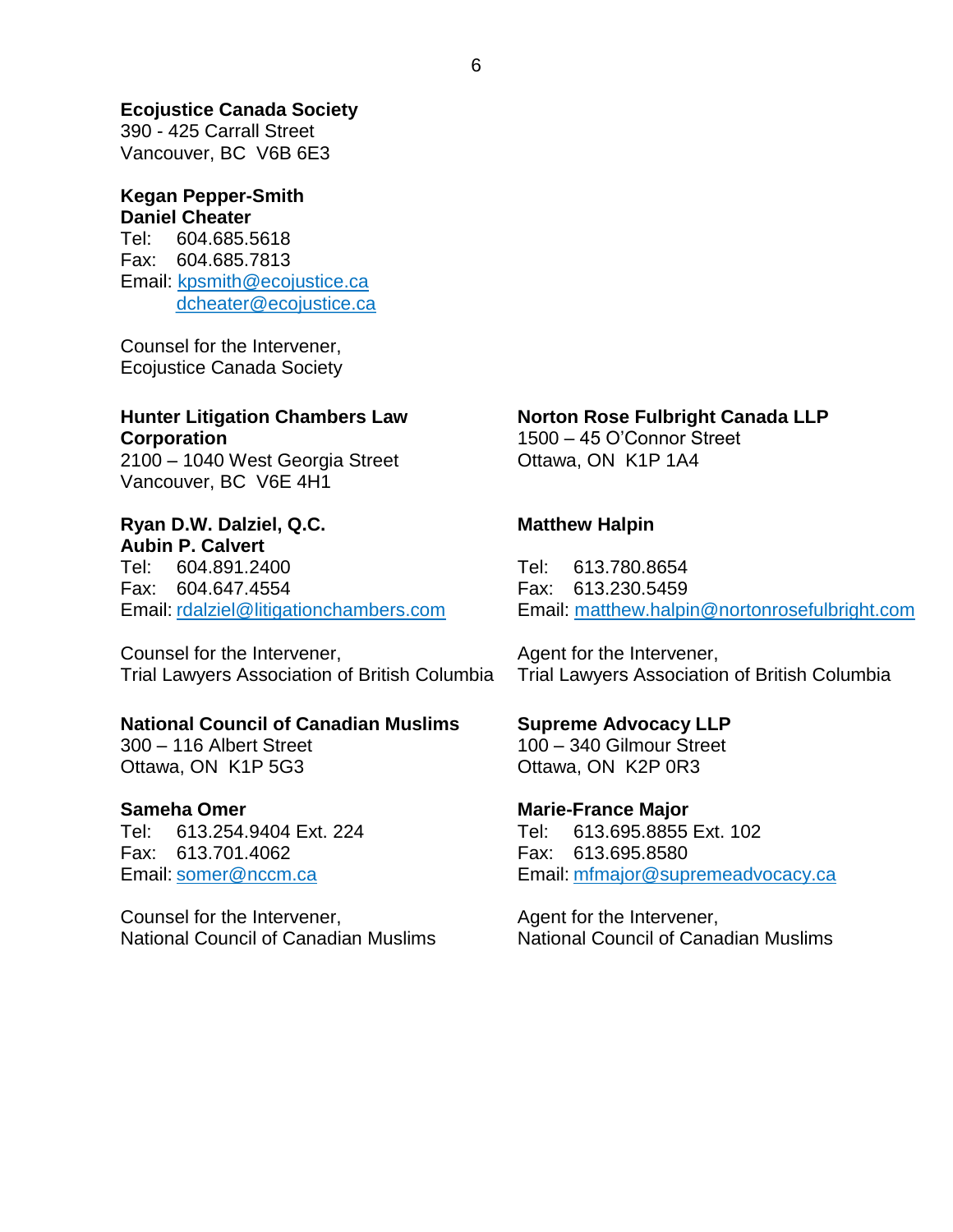**Ecojustice Canada Society**
390 - 425 Carrall Street
Vancouver, BC V6B 6E3

**Kegan Pepper-Smith**
**Daniel Cheater**
Tel: 604.685.5618
Fax: 604.685.7813
Email: kpsmith@ecojustice.ca
dcheater@ecojustice.ca

Counsel for the Intervener,
Ecojustice Canada Society

**Hunter Litigation Chambers Law Corporation**
2100 – 1040 West Georgia Street
Vancouver, BC V6E 4H1

**Ryan D.W. Dalziel, Q.C.**
**Aubin P. Calvert**
Tel: 604.891.2400
Fax: 604.647.4554
Email: rdalziel@litigationchambers.com

Counsel for the Intervener,
Trial Lawyers Association of British Columbia

**Norton Rose Fulbright Canada LLP**
1500 – 45 O'Connor Street
Ottawa, ON K1P 1A4

**Matthew Halpin**
Tel: 613.780.8654
Fax: 613.230.5459
Email: matthew.halpin@nortonrosefulbright.com

Agent for the Intervener,
Trial Lawyers Association of British Columbia

**National Council of Canadian Muslims**
300 – 116 Albert Street
Ottawa, ON K1P 5G3

**Sameha Omer**
Tel: 613.254.9404 Ext. 224
Fax: 613.701.4062
Email: somer@nccm.ca

Counsel for the Intervener,
National Council of Canadian Muslims

**Supreme Advocacy LLP**
100 – 340 Gilmour Street
Ottawa, ON K2P 0R3

**Marie-France Major**
Tel: 613.695.8855 Ext. 102
Fax: 613.695.8580
Email: mfmajor@supremeadvocacy.ca

Agent for the Intervener,
National Council of Canadian Muslims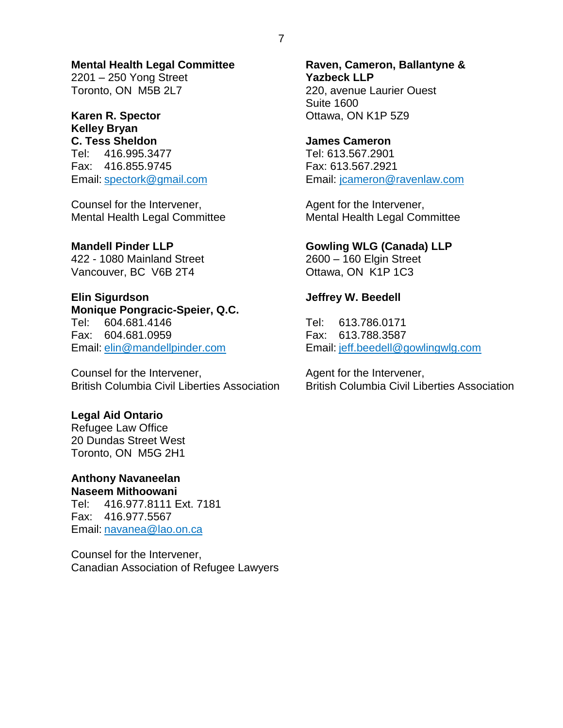**Mental Health Legal Committee**
2201 – 250 Yong Street
Toronto, ON  M5B 2L7

**Karen R. Spector**
**Kelley Bryan**
**C. Tess Sheldon**
Tel:   416.995.3477
Fax:   416.855.9745
Email: spectork@gmail.com

Counsel for the Intervener,
Mental Health Legal Committee

**Raven, Cameron, Ballantyne & Yazbeck LLP**
220, avenue Laurier Ouest
Suite 1600
Ottawa, ON K1P 5Z9

**James Cameron**
Tel: 613.567.2901
Fax: 613.567.2921
Email: jcameron@ravenlaw.com

Agent for the Intervener,
Mental Health Legal Committee

**Mandell Pinder LLP**
422 - 1080 Mainland Street
Vancouver, BC  V6B 2T4

**Elin Sigurdson**
**Monique Pongracic-Speier, Q.C.**
Tel:   604.681.4146
Fax:   604.681.0959
Email: elin@mandellpinder.com

Counsel for the Intervener,
British Columbia Civil Liberties Association

**Gowling WLG (Canada) LLP**
2600 – 160 Elgin Street
Ottawa, ON  K1P 1C3

**Jeffrey W. Beedell**

Tel:   613.786.0171
Fax:   613.788.3587
Email: jeff.beedell@gowlingwlg.com

Agent for the Intervener,
British Columbia Civil Liberties Association

**Legal Aid Ontario**
Refugee Law Office
20 Dundas Street West
Toronto, ON  M5G 2H1

**Anthony Navaneelan**
**Naseem Mithoowani**
Tel:   416.977.8111 Ext. 7181
Fax:   416.977.5567
Email: navanea@lao.on.ca

Counsel for the Intervener,
Canadian Association of Refugee Lawyers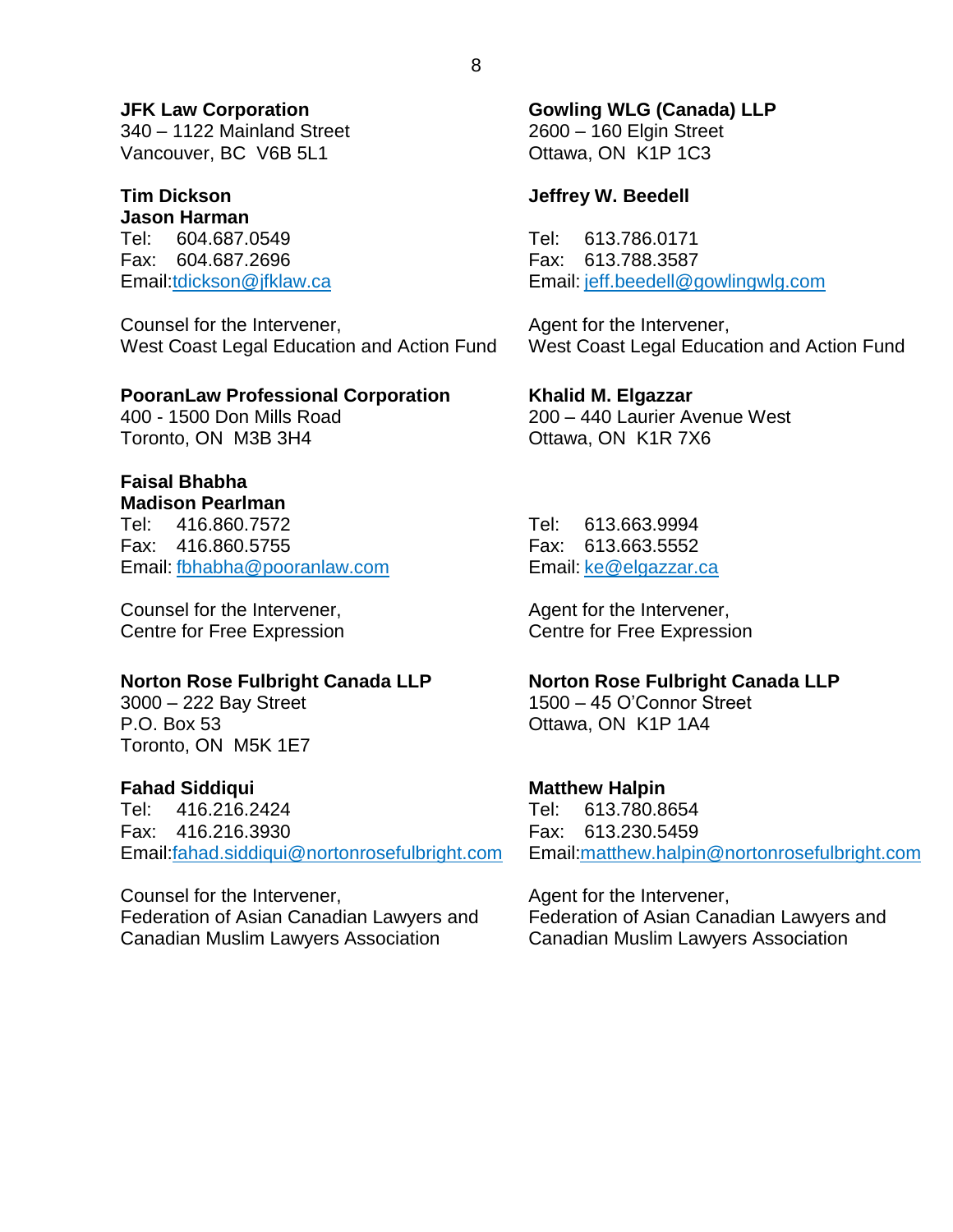**JFK Law Corporation**
340 – 1122 Mainland Street
Vancouver, BC  V6B 5L1

**Tim Dickson**
**Jason Harman**
Tel: 604.687.0549
Fax: 604.687.2696
Email: tdickson@jfklaw.ca

Counsel for the Intervener,
West Coast Legal Education and Action Fund

**Gowling WLG (Canada) LLP**
2600 – 160 Elgin Street
Ottawa, ON  K1P 1C3

**Jeffrey W. Beedell**

Tel: 613.786.0171
Fax: 613.788.3587
Email: jeff.beedell@gowlingwlg.com

Agent for the Intervener,
West Coast Legal Education and Action Fund

**PooranLaw Professional Corporation**
400 - 1500 Don Mills Road
Toronto, ON  M3B 3H4

**Faisal Bhabha**
**Madison Pearlman**
Tel: 416.860.7572
Fax: 416.860.5755
Email: fbhabha@pooranlaw.com

Counsel for the Intervener,
Centre for Free Expression

**Khalid M. Elgazzar**
200 – 440 Laurier Avenue West
Ottawa, ON  K1R 7X6

Tel: 613.663.9994
Fax: 613.663.5552
Email: ke@elgazzar.ca

Agent for the Intervener,
Centre for Free Expression

**Norton Rose Fulbright Canada LLP**
3000 – 222 Bay Street
P.O. Box 53
Toronto, ON  M5K 1E7

**Fahad Siddiqui**
Tel: 416.216.2424
Fax: 416.216.3930
Email: fahad.siddiqui@nortonrosefulbright.com

Counsel for the Intervener,
Federation of Asian Canadian Lawyers and Canadian Muslim Lawyers Association

**Norton Rose Fulbright Canada LLP**
1500 – 45 O'Connor Street
Ottawa, ON  K1P 1A4

**Matthew Halpin**
Tel: 613.780.8654
Fax: 613.230.5459
Email: matthew.halpin@nortonrosefulbright.com

Agent for the Intervener,
Federation of Asian Canadian Lawyers and Canadian Muslim Lawyers Association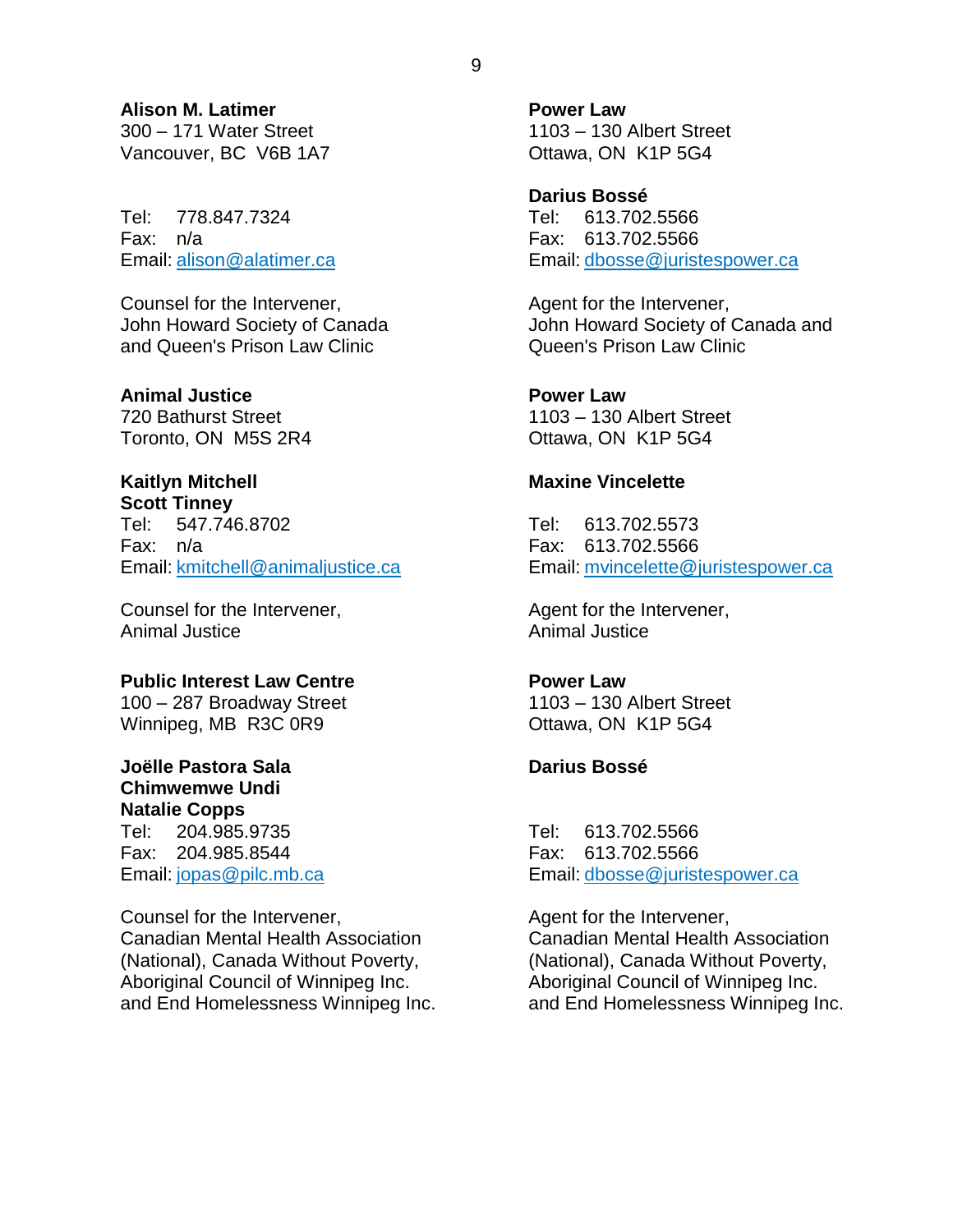**Alison M. Latimer**
300 – 171 Water Street
Vancouver, BC V6B 1A7

Tel: 778.847.7324
Fax: n/a
Email: alison@alatimer.ca

Counsel for the Intervener,
John Howard Society of Canada
and Queen's Prison Law Clinic

**Power Law**
1103 – 130 Albert Street
Ottawa, ON K1P 5G4

**Darius Bossé**
Tel: 613.702.5566
Fax: 613.702.5566
Email: dbosse@juristespower.ca

Agent for the Intervener,
John Howard Society of Canada and
Queen's Prison Law Clinic

**Animal Justice**
720 Bathurst Street
Toronto, ON M5S 2R4

**Kaitlyn Mitchell**
**Scott Tinney**
Tel: 547.746.8702
Fax: n/a
Email: kmitchell@animaljustice.ca

Counsel for the Intervener,
Animal Justice

**Power Law**
1103 – 130 Albert Street
Ottawa, ON K1P 5G4

**Maxine Vincelette**

Tel: 613.702.5573
Fax: 613.702.5566
Email: mvincelette@juristespower.ca

Agent for the Intervener,
Animal Justice

**Public Interest Law Centre**
100 – 287 Broadway Street
Winnipeg, MB R3C 0R9

**Joëlle Pastora Sala**
**Chimwemwe Undi**
**Natalie Copps**
Tel: 204.985.9735
Fax: 204.985.8544
Email: jopas@pilc.mb.ca

Counsel for the Intervener,
Canadian Mental Health Association
(National), Canada Without Poverty,
Aboriginal Council of Winnipeg Inc.
and End Homelessness Winnipeg Inc.

**Power Law**
1103 – 130 Albert Street
Ottawa, ON K1P 5G4

**Darius Bossé**

Tel: 613.702.5566
Fax: 613.702.5566
Email: dbosse@juristespower.ca

Agent for the Intervener,
Canadian Mental Health Association
(National), Canada Without Poverty,
Aboriginal Council of Winnipeg Inc.
and End Homelessness Winnipeg Inc.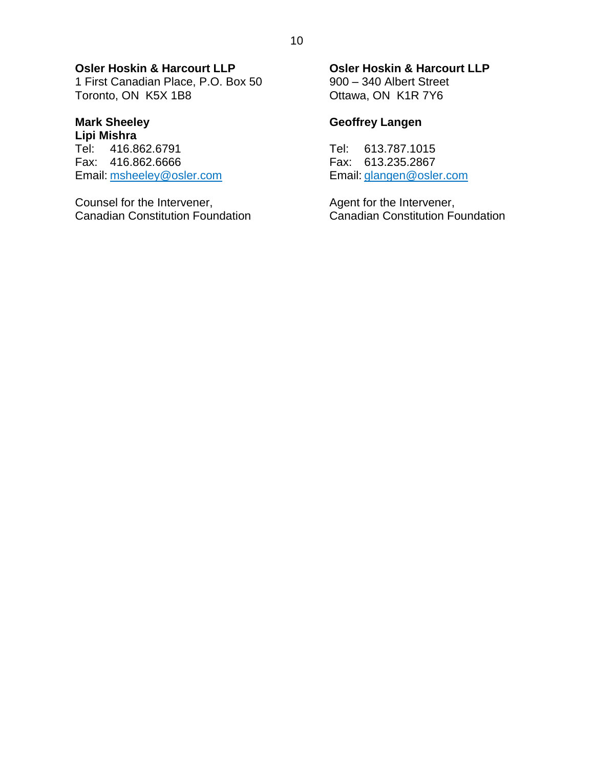**Osler Hoskin & Harcourt LLP**
1 First Canadian Place, P.O. Box 50
Toronto, ON  K5X 1B8

**Mark Sheeley**
**Lipi Mishra**
Tel:   416.862.6791
Fax:   416.862.6666
Email: msheeley@osler.com

Counsel for the Intervener,
Canadian Constitution Foundation

**Osler Hoskin & Harcourt LLP**
900 – 340 Albert Street
Ottawa, ON  K1R 7Y6

**Geoffrey Langen**

Tel:   613.787.1015
Fax:   613.235.2867
Email: glangen@osler.com

Agent for the Intervener,
Canadian Constitution Foundation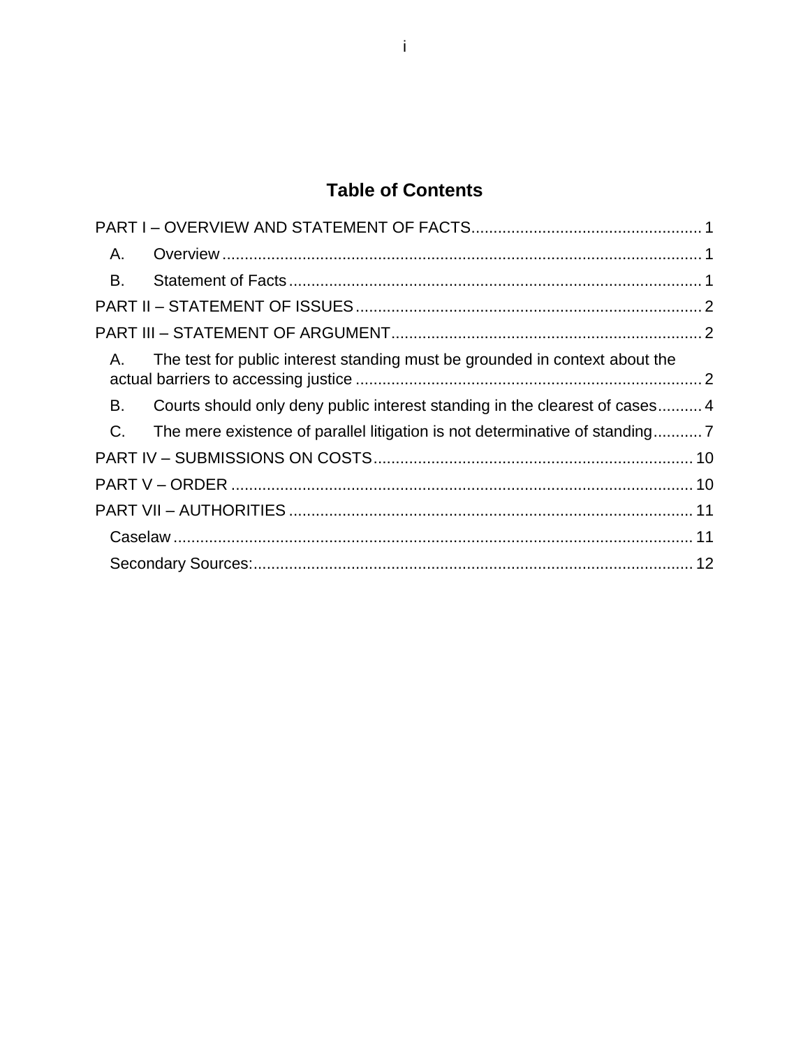# Table of Contents

PART I – OVERVIEW AND STATEMENT OF FACTS .... 1

- A. Overview .... 1
- B. Statement of Facts .... 1

PART II – STATEMENT OF ISSUES .... 2

PART III – STATEMENT OF ARGUMENT .... 2

- A. The test for public interest standing must be grounded in context about the actual barriers to accessing justice .... 2
- B. Courts should only deny public interest standing in the clearest of cases .... 4
- C. The mere existence of parallel litigation is not determinative of standing .... 7

PART IV – SUBMISSIONS ON COSTS .... 10

PART V – ORDER .... 10

PART VII – AUTHORITIES .... 11

- Caselaw .... 11
- Secondary Sources: .... 12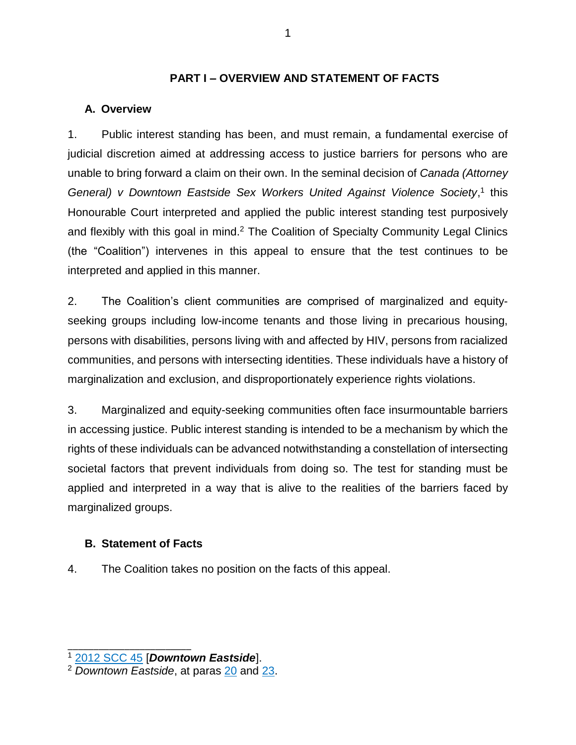## PART I – OVERVIEW AND STATEMENT OF FACTS

### A. Overview

1. Public interest standing has been, and must remain, a fundamental exercise of judicial discretion aimed at addressing access to justice barriers for persons who are unable to bring forward a claim on their own. In the seminal decision of *Canada (Attorney General) v Downtown Eastside Sex Workers United Against Violence Society*,[1] this Honourable Court interpreted and applied the public interest standing test purposively and flexibly with this goal in mind.[2] The Coalition of Specialty Community Legal Clinics (the "Coalition") intervenes in this appeal to ensure that the test continues to be interpreted and applied in this manner.

2. The Coalition's client communities are comprised of marginalized and equity-seeking groups including low-income tenants and those living in precarious housing, persons with disabilities, persons living with and affected by HIV, persons from racialized communities, and persons with intersecting identities. These individuals have a history of marginalization and exclusion, and disproportionately experience rights violations.

3. Marginalized and equity-seeking communities often face insurmountable barriers in accessing justice. Public interest standing is intended to be a mechanism by which the rights of these individuals can be advanced notwithstanding a constellation of intersecting societal factors that prevent individuals from doing so. The test for standing must be applied and interpreted in a way that is alive to the realities of the barriers faced by marginalized groups.

### B. Statement of Facts

4. The Coalition takes no position on the facts of this appeal.

---

[1] 2012 SCC 45 [***Downtown Eastside***].

[2] *Downtown Eastside*, at paras 20 and 23.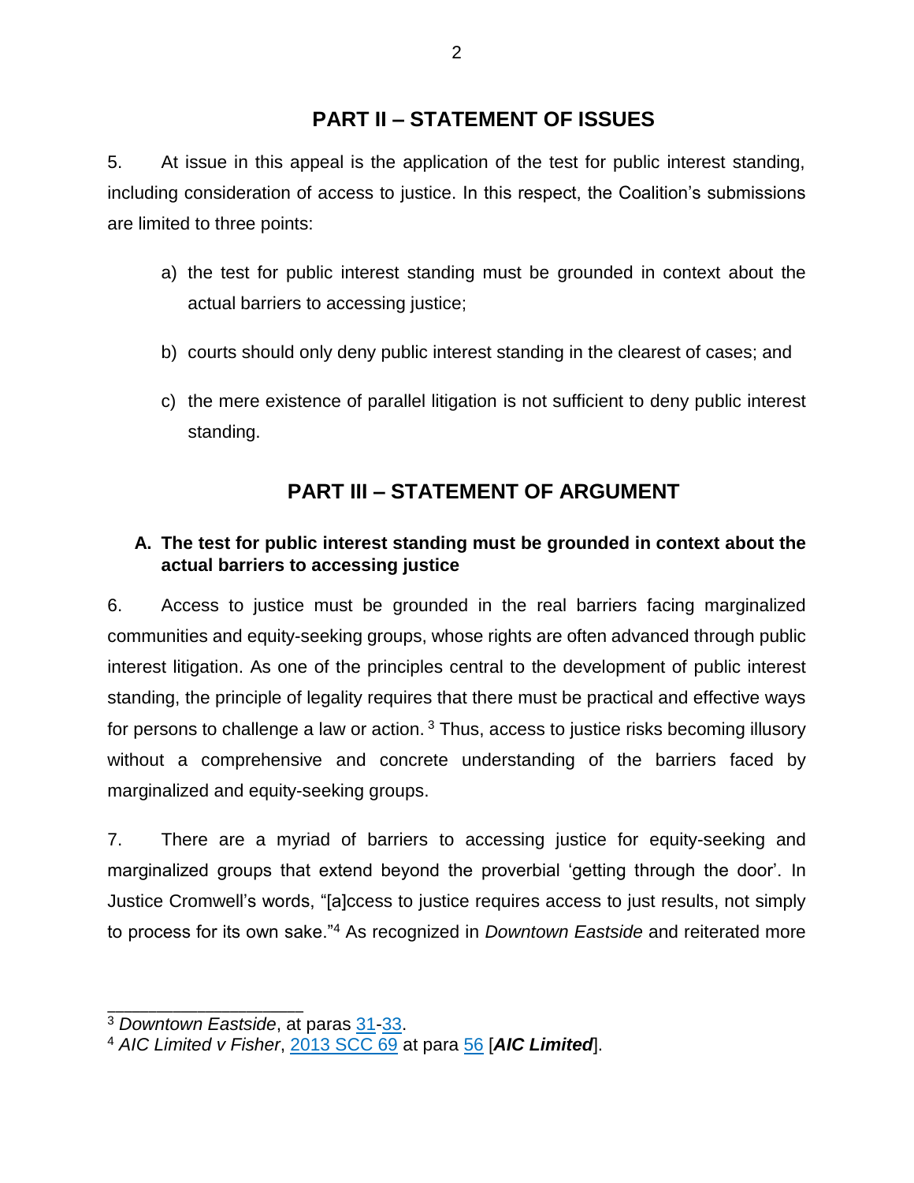## PART II – STATEMENT OF ISSUES

5. At issue in this appeal is the application of the test for public interest standing, including consideration of access to justice. In this respect, the Coalition's submissions are limited to three points:

a) the test for public interest standing must be grounded in context about the actual barriers to accessing justice;

b) courts should only deny public interest standing in the clearest of cases; and

c) the mere existence of parallel litigation is not sufficient to deny public interest standing.

## PART III – STATEMENT OF ARGUMENT

### A. The test for public interest standing must be grounded in context about the actual barriers to accessing justice

6. Access to justice must be grounded in the real barriers facing marginalized communities and equity-seeking groups, whose rights are often advanced through public interest litigation. As one of the principles central to the development of public interest standing, the principle of legality requires that there must be practical and effective ways for persons to challenge a law or action. [3] Thus, access to justice risks becoming illusory without a comprehensive and concrete understanding of the barriers faced by marginalized and equity-seeking groups.

7. There are a myriad of barriers to accessing justice for equity-seeking and marginalized groups that extend beyond the proverbial 'getting through the door'. In Justice Cromwell's words, "[a]ccess to justice requires access to just results, not simply to process for its own sake."[4] As recognized in *Downtown Eastside* and reiterated more

---

[3] *Downtown Eastside*, at paras 31-33.

[4] *AIC Limited v Fisher*, 2013 SCC 69 at para 56 [***AIC Limited***].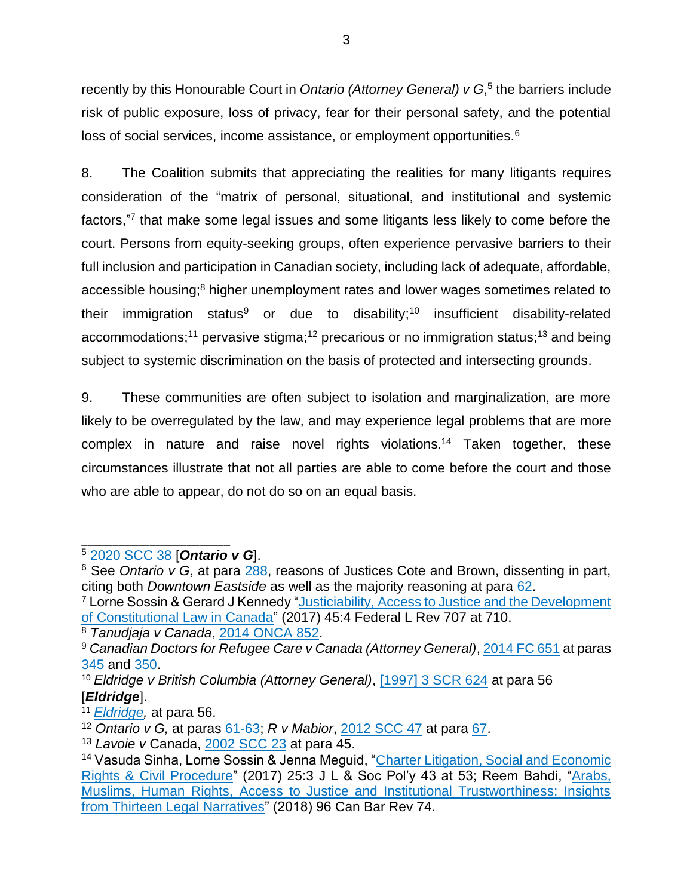recently by this Honourable Court in *Ontario (Attorney General) v G*,[5] the barriers include risk of public exposure, loss of privacy, fear for their personal safety, and the potential loss of social services, income assistance, or employment opportunities.[6]

8. The Coalition submits that appreciating the realities for many litigants requires consideration of the "matrix of personal, situational, and institutional and systemic factors,"[7] that make some legal issues and some litigants less likely to come before the court. Persons from equity-seeking groups, often experience pervasive barriers to their full inclusion and participation in Canadian society, including lack of adequate, affordable, accessible housing;[8] higher unemployment rates and lower wages sometimes related to their immigration status[9] or due to disability;[10] insufficient disability-related accommodations;[11] pervasive stigma;[12] precarious or no immigration status;[13] and being subject to systemic discrimination on the basis of protected and intersecting grounds.

9. These communities are often subject to isolation and marginalization, are more likely to be overregulated by the law, and may experience legal problems that are more complex in nature and raise novel rights violations.[14] Taken together, these circumstances illustrate that not all parties are able to come before the court and those who are able to appear, do not do so on an equal basis.

---

[5] 2020 SCC 38 [***Ontario v G***].

[6] See *Ontario v G*, at para 288, reasons of Justices Cote and Brown, dissenting in part, citing both *Downtown Eastside* as well as the majority reasoning at para 62.

[7] Lorne Sossin & Gerard J Kennedy "Justiciability, Access to Justice and the Development of Constitutional Law in Canada" (2017) 45:4 Federal L Rev 707 at 710.

[8] *Tanudjaja v Canada*, 2014 ONCA 852.

[9] *Canadian Doctors for Refugee Care v Canada (Attorney General)*, 2014 FC 651 at paras 345 and 350.

[10] *Eldridge v British Columbia (Attorney General)*, [1997] 3 SCR 624 at para 56 [***Eldridge***].

[11] *Eldridge,* at para 56.

[12] *Ontario v G,* at paras 61-63; *R v Mabior*, 2012 SCC 47 at para 67.

[13] *Lavoie v* Canada, 2002 SCC 23 at para 45.

[14] Vasuda Sinha, Lorne Sossin & Jenna Meguid, "Charter Litigation, Social and Economic Rights & Civil Procedure" (2017) 25:3 J L & Soc Pol'y 43 at 53; Reem Bahdi, "Arabs, Muslims, Human Rights, Access to Justice and Institutional Trustworthiness: Insights from Thirteen Legal Narratives" (2018) 96 Can Bar Rev 74.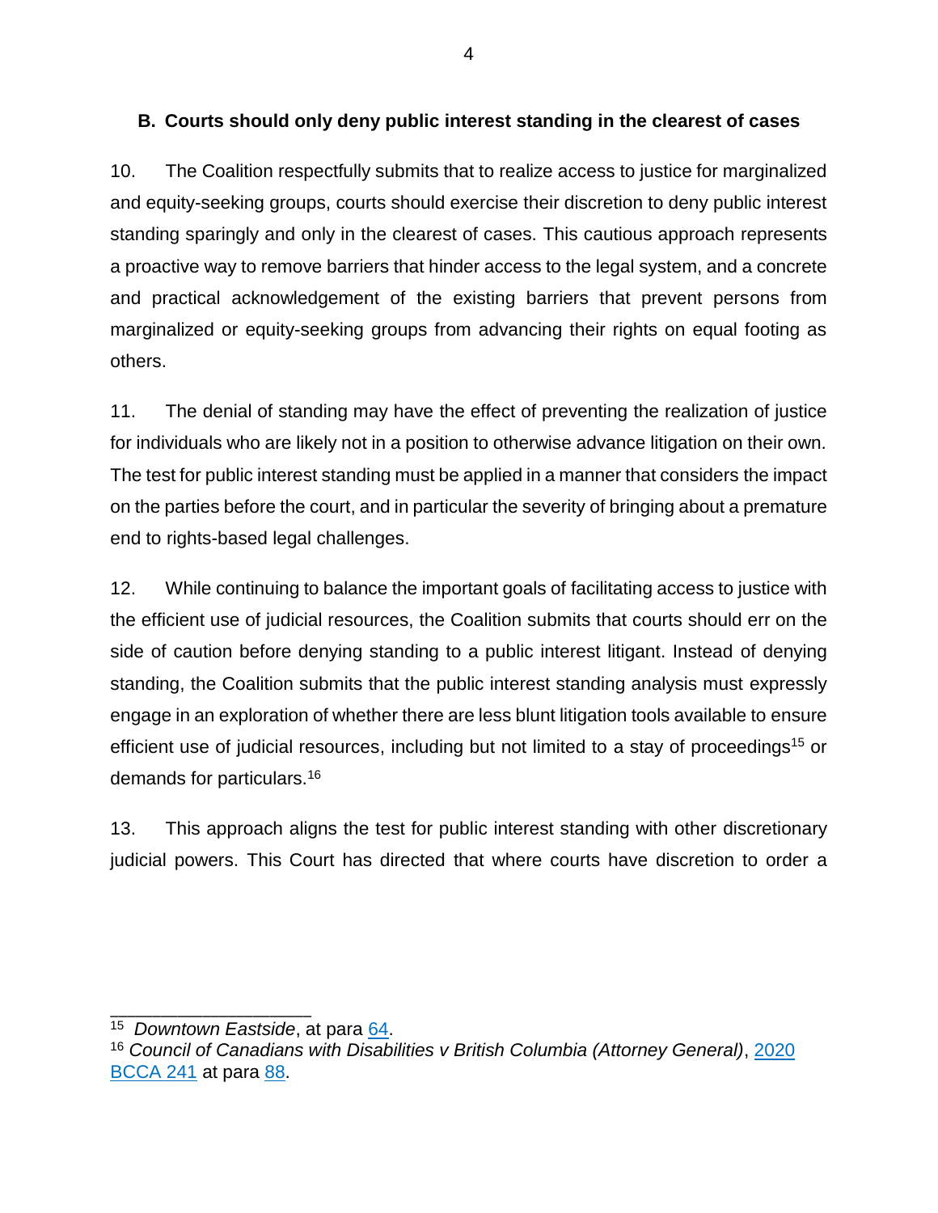### B. Courts should only deny public interest standing in the clearest of cases

10. The Coalition respectfully submits that to realize access to justice for marginalized and equity-seeking groups, courts should exercise their discretion to deny public interest standing sparingly and only in the clearest of cases. This cautious approach represents a proactive way to remove barriers that hinder access to the legal system, and a concrete and practical acknowledgement of the existing barriers that prevent persons from marginalized or equity-seeking groups from advancing their rights on equal footing as others.

11. The denial of standing may have the effect of preventing the realization of justice for individuals who are likely not in a position to otherwise advance litigation on their own. The test for public interest standing must be applied in a manner that considers the impact on the parties before the court, and in particular the severity of bringing about a premature end to rights-based legal challenges.

12. While continuing to balance the important goals of facilitating access to justice with the efficient use of judicial resources, the Coalition submits that courts should err on the side of caution before denying standing to a public interest litigant. Instead of denying standing, the Coalition submits that the public interest standing analysis must expressly engage in an exploration of whether there are less blunt litigation tools available to ensure efficient use of judicial resources, including but not limited to a stay of proceedings[15] or demands for particulars.[16]

13. This approach aligns the test for public interest standing with other discretionary judicial powers. This Court has directed that where courts have discretion to order a

---

[15] *Downtown Eastside*, at para 64.

[16] *Council of Canadians with Disabilities v British Columbia (Attorney General)*, 2020 BCCA 241 at para 88.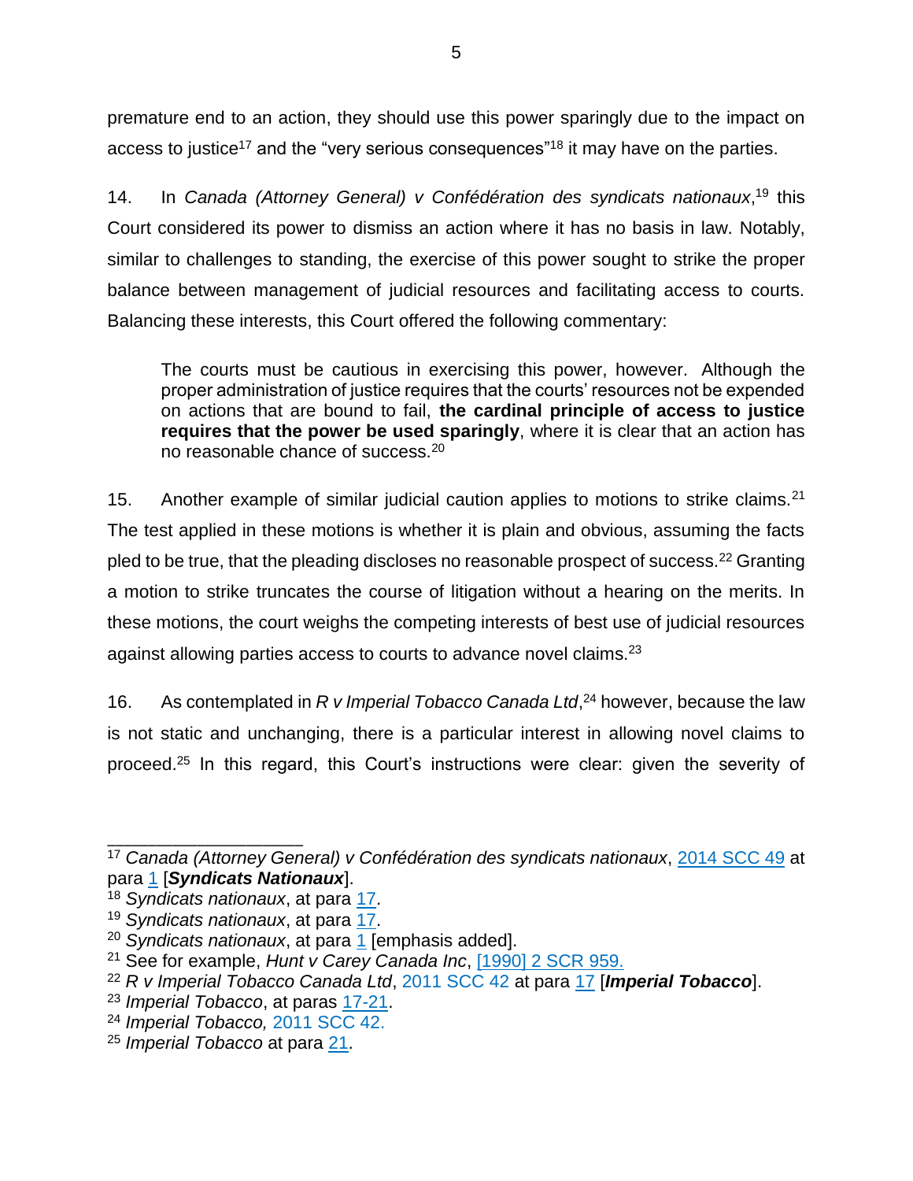premature end to an action, they should use this power sparingly due to the impact on access to justice[17] and the "very serious consequences"[18] it may have on the parties.

14. In *Canada (Attorney General) v Confédération des syndicats nationaux*,[19] this Court considered its power to dismiss an action where it has no basis in law. Notably, similar to challenges to standing, the exercise of this power sought to strike the proper balance between management of judicial resources and facilitating access to courts. Balancing these interests, this Court offered the following commentary:

> The courts must be cautious in exercising this power, however. Although the proper administration of justice requires that the courts' resources not be expended on actions that are bound to fail, **the cardinal principle of access to justice requires that the power be used sparingly**, where it is clear that an action has no reasonable chance of success.[20]

15. Another example of similar judicial caution applies to motions to strike claims.[21] The test applied in these motions is whether it is plain and obvious, assuming the facts pled to be true, that the pleading discloses no reasonable prospect of success.[22] Granting a motion to strike truncates the course of litigation without a hearing on the merits. In these motions, the court weighs the competing interests of best use of judicial resources against allowing parties access to courts to advance novel claims.[23]

16. As contemplated in *R v Imperial Tobacco Canada Ltd*,[24] however, because the law is not static and unchanging, there is a particular interest in allowing novel claims to proceed.[25] In this regard, this Court's instructions were clear: given the severity of

---

[17] *Canada (Attorney General) v Confédération des syndicats nationaux*, 2014 SCC 49 at para 1 [***Syndicats Nationaux***].

[18] *Syndicats nationaux*, at para 17.

[19] *Syndicats nationaux*, at para 17.

[20] *Syndicats nationaux*, at para 1 [emphasis added].

[21] See for example, *Hunt v Carey Canada Inc*, [1990] 2 SCR 959.

[22] *R v Imperial Tobacco Canada Ltd*, 2011 SCC 42 at para 17 [***Imperial Tobacco***].

[23] *Imperial Tobacco*, at paras 17-21.

[24] *Imperial Tobacco,* 2011 SCC 42.

[25] *Imperial Tobacco* at para 21.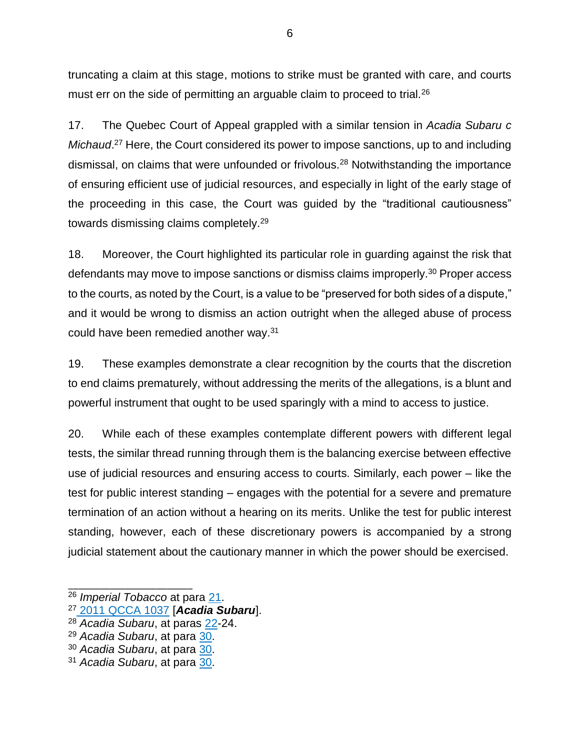truncating a claim at this stage, motions to strike must be granted with care, and courts must err on the side of permitting an arguable claim to proceed to trial.[26]

17. The Quebec Court of Appeal grappled with a similar tension in *Acadia Subaru c Michaud*.[27] Here, the Court considered its power to impose sanctions, up to and including dismissal, on claims that were unfounded or frivolous.[28] Notwithstanding the importance of ensuring efficient use of judicial resources, and especially in light of the early stage of the proceeding in this case, the Court was guided by the "traditional cautiousness" towards dismissing claims completely.[29]

18. Moreover, the Court highlighted its particular role in guarding against the risk that defendants may move to impose sanctions or dismiss claims improperly.[30] Proper access to the courts, as noted by the Court, is a value to be "preserved for both sides of a dispute," and it would be wrong to dismiss an action outright when the alleged abuse of process could have been remedied another way.[31]

19. These examples demonstrate a clear recognition by the courts that the discretion to end claims prematurely, without addressing the merits of the allegations, is a blunt and powerful instrument that ought to be used sparingly with a mind to access to justice.

20. While each of these examples contemplate different powers with different legal tests, the similar thread running through them is the balancing exercise between effective use of judicial resources and ensuring access to courts. Similarly, each power – like the test for public interest standing – engages with the potential for a severe and premature termination of an action without a hearing on its merits. Unlike the test for public interest standing, however, each of these discretionary powers is accompanied by a strong judicial statement about the cautionary manner in which the power should be exercised.

---

[26] *Imperial Tobacco* at para 21.

[27] 2011 QCCA 1037 [***Acadia Subaru***].

[28] *Acadia Subaru*, at paras 22-24.

[29] *Acadia Subaru*, at para 30.

[30] *Acadia Subaru*, at para 30.

[31] *Acadia Subaru*, at para 30.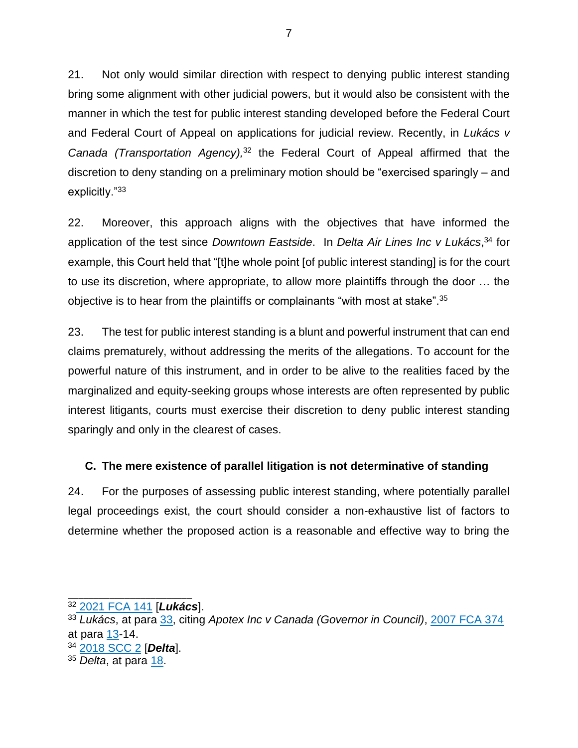21. Not only would similar direction with respect to denying public interest standing bring some alignment with other judicial powers, but it would also be consistent with the manner in which the test for public interest standing developed before the Federal Court and Federal Court of Appeal on applications for judicial review. Recently, in *Lukács v Canada (Transportation Agency),*[32] the Federal Court of Appeal affirmed that the discretion to deny standing on a preliminary motion should be "exercised sparingly – and explicitly."[33]

22. Moreover, this approach aligns with the objectives that have informed the application of the test since *Downtown Eastside*. In *Delta Air Lines Inc v Lukács*,[34] for example, this Court held that "[t]he whole point [of public interest standing] is for the court to use its discretion, where appropriate, to allow more plaintiffs through the door … the objective is to hear from the plaintiffs or complainants "with most at stake".[35]

23. The test for public interest standing is a blunt and powerful instrument that can end claims prematurely, without addressing the merits of the allegations. To account for the powerful nature of this instrument, and in order to be alive to the realities faced by the marginalized and equity-seeking groups whose interests are often represented by public interest litigants, courts must exercise their discretion to deny public interest standing sparingly and only in the clearest of cases.

### C. The mere existence of parallel litigation is not determinative of standing

24. For the purposes of assessing public interest standing, where potentially parallel legal proceedings exist, the court should consider a non-exhaustive list of factors to determine whether the proposed action is a reasonable and effective way to bring the

---

[32] 2021 FCA 141 [***Lukács***].

[33] *Lukács*, at para 33, citing *Apotex Inc v Canada (Governor in Council)*, 2007 FCA 374 at para 13-14.

[34] 2018 SCC 2 [***Delta***].

[35] *Delta*, at para 18.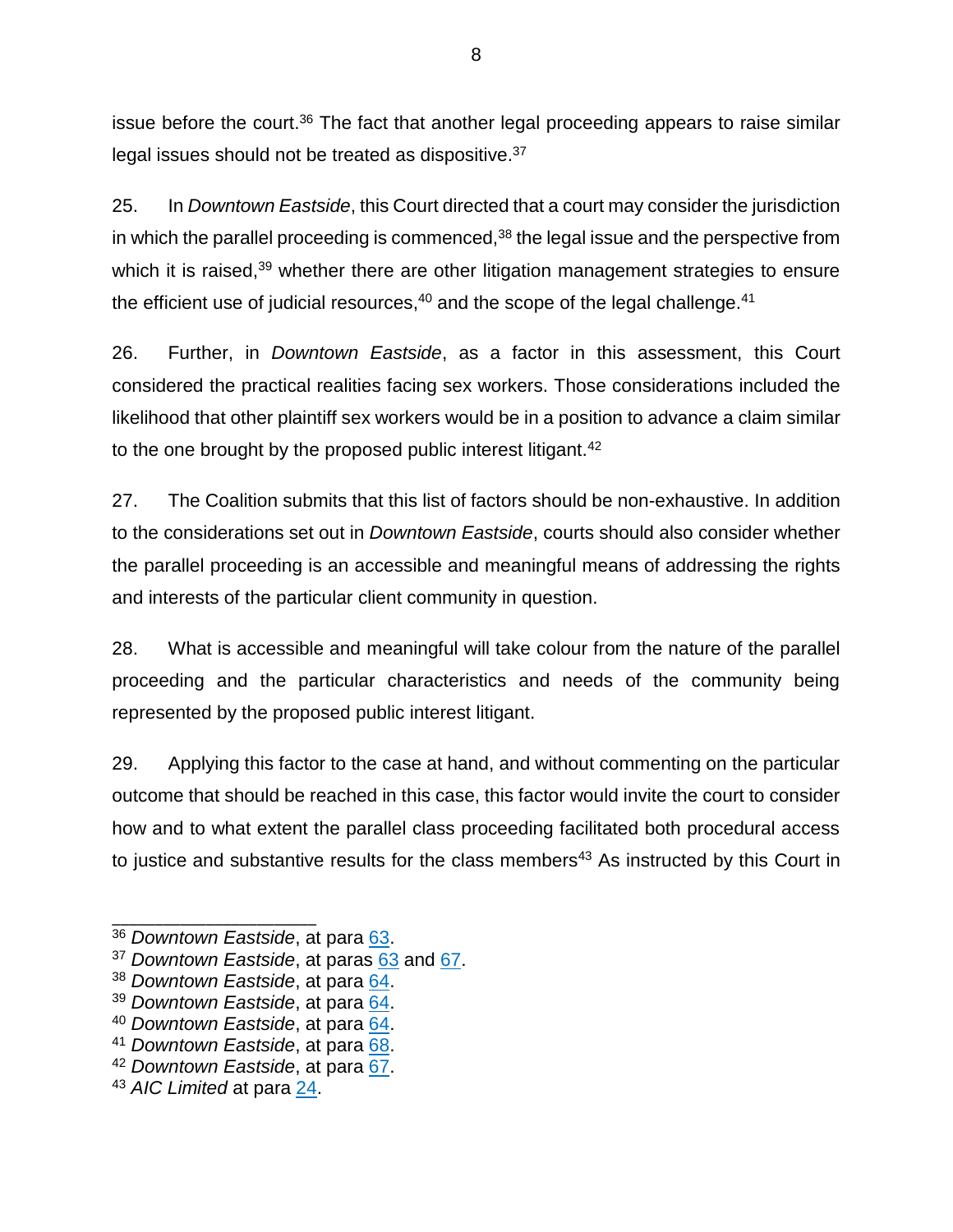issue before the court.[36] The fact that another legal proceeding appears to raise similar legal issues should not be treated as dispositive.[37]

25. In *Downtown Eastside*, this Court directed that a court may consider the jurisdiction in which the parallel proceeding is commenced,[38] the legal issue and the perspective from which it is raised,[39] whether there are other litigation management strategies to ensure the efficient use of judicial resources,[40] and the scope of the legal challenge.[41]

26. Further, in *Downtown Eastside*, as a factor in this assessment, this Court considered the practical realities facing sex workers. Those considerations included the likelihood that other plaintiff sex workers would be in a position to advance a claim similar to the one brought by the proposed public interest litigant.[42]

27. The Coalition submits that this list of factors should be non-exhaustive. In addition to the considerations set out in *Downtown Eastside*, courts should also consider whether the parallel proceeding is an accessible and meaningful means of addressing the rights and interests of the particular client community in question.

28. What is accessible and meaningful will take colour from the nature of the parallel proceeding and the particular characteristics and needs of the community being represented by the proposed public interest litigant.

29. Applying this factor to the case at hand, and without commenting on the particular outcome that should be reached in this case, this factor would invite the court to consider how and to what extent the parallel class proceeding facilitated both procedural access to justice and substantive results for the class members[43] As instructed by this Court in

---

[36] *Downtown Eastside*, at para 63.
[37] *Downtown Eastside*, at paras 63 and 67.
[38] *Downtown Eastside*, at para 64.
[39] *Downtown Eastside*, at para 64.
[40] *Downtown Eastside*, at para 64.
[41] *Downtown Eastside*, at para 68.
[42] *Downtown Eastside*, at para 67.
[43] *AIC Limited* at para 24.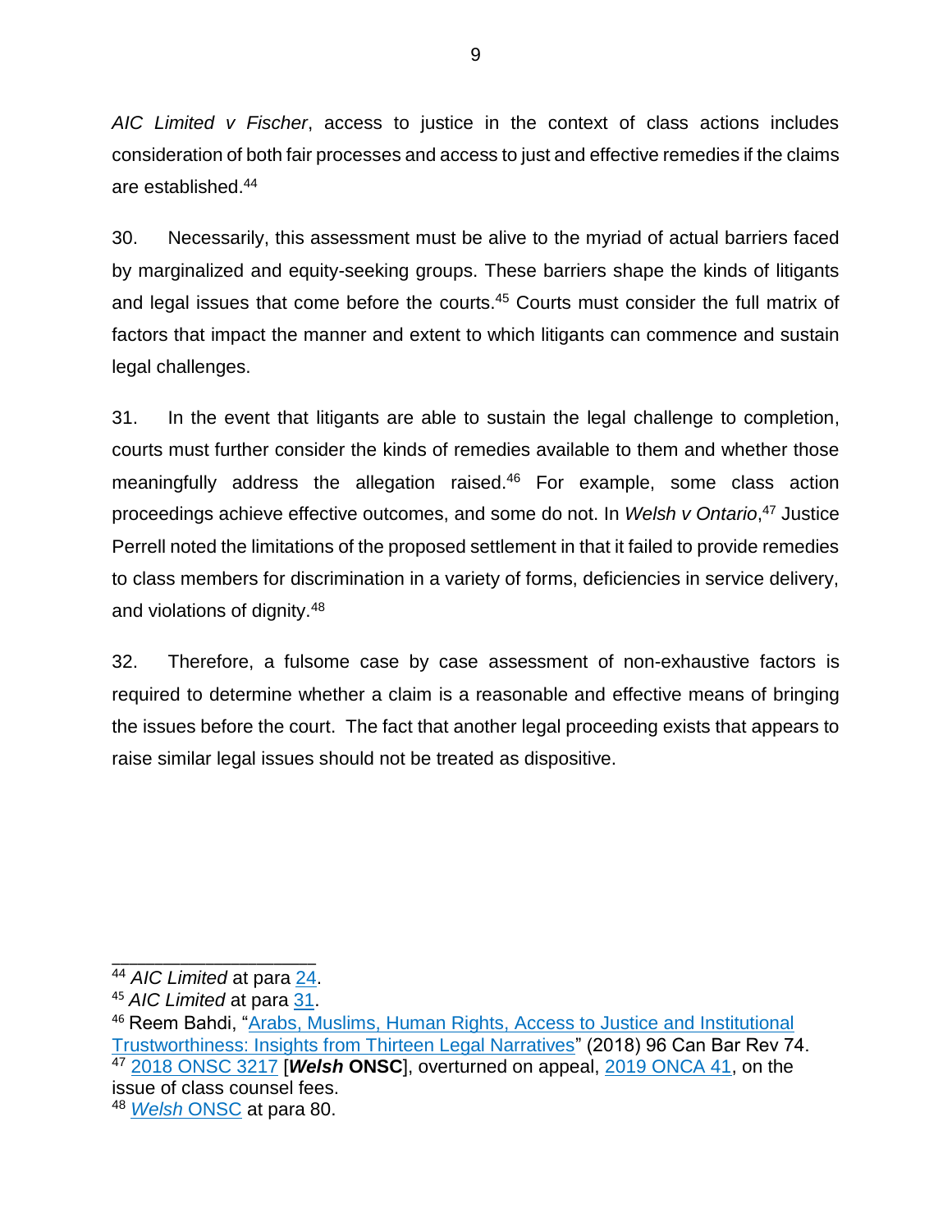*AIC Limited v Fischer*, access to justice in the context of class actions includes consideration of both fair processes and access to just and effective remedies if the claims are established.[44]

30. Necessarily, this assessment must be alive to the myriad of actual barriers faced by marginalized and equity-seeking groups. These barriers shape the kinds of litigants and legal issues that come before the courts.[45] Courts must consider the full matrix of factors that impact the manner and extent to which litigants can commence and sustain legal challenges.

31. In the event that litigants are able to sustain the legal challenge to completion, courts must further consider the kinds of remedies available to them and whether those meaningfully address the allegation raised.[46] For example, some class action proceedings achieve effective outcomes, and some do not. In *Welsh v Ontario*,[47] Justice Perrell noted the limitations of the proposed settlement in that it failed to provide remedies to class members for discrimination in a variety of forms, deficiencies in service delivery, and violations of dignity.[48]

32. Therefore, a fulsome case by case assessment of non-exhaustive factors is required to determine whether a claim is a reasonable and effective means of bringing the issues before the court. The fact that another legal proceeding exists that appears to raise similar legal issues should not be treated as dispositive.

---

[44] *AIC Limited* at para 24.
[45] *AIC Limited* at para 31.
[46] Reem Bahdi, "Arabs, Muslims, Human Rights, Access to Justice and Institutional Trustworthiness: Insights from Thirteen Legal Narratives" (2018) 96 Can Bar Rev 74.
[47] 2018 ONSC 3217 [***Welsh* ONSC**], overturned on appeal, 2019 ONCA 41, on the issue of class counsel fees.
[48] *Welsh* ONSC at para 80.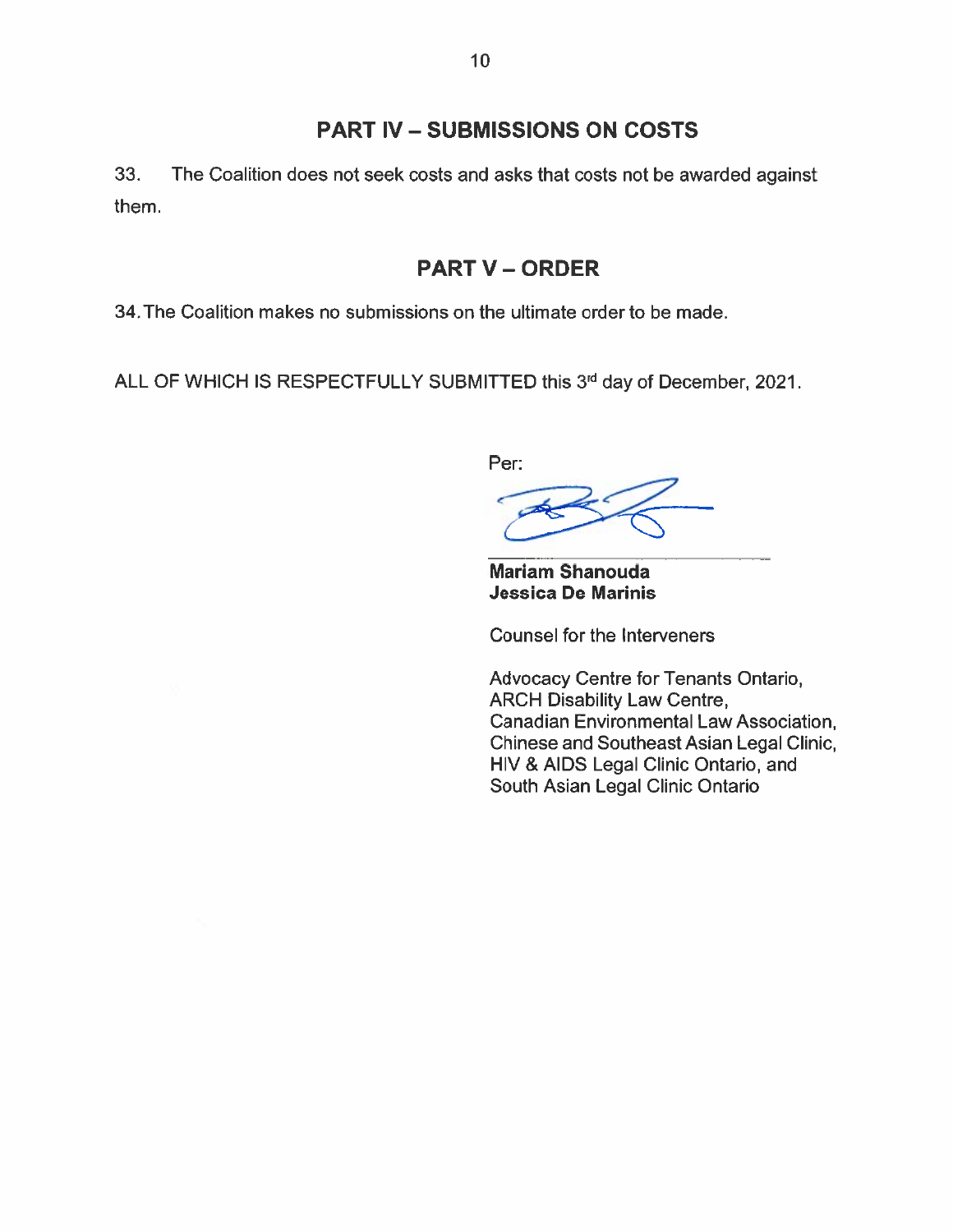## PART IV – SUBMISSIONS ON COSTS

33. The Coalition does not seek costs and asks that costs not be awarded against them.

## PART V – ORDER

34. The Coalition makes no submissions on the ultimate order to be made.

ALL OF WHICH IS RESPECTFULLY SUBMITTED this 3rd day of December, 2021.

Per:

**Mariam Shanouda**
**Jessica De Marinis**

Counsel for the Interveners

Advocacy Centre for Tenants Ontario,
ARCH Disability Law Centre,
Canadian Environmental Law Association,
Chinese and Southeast Asian Legal Clinic,
HIV & AIDS Legal Clinic Ontario, and
South Asian Legal Clinic Ontario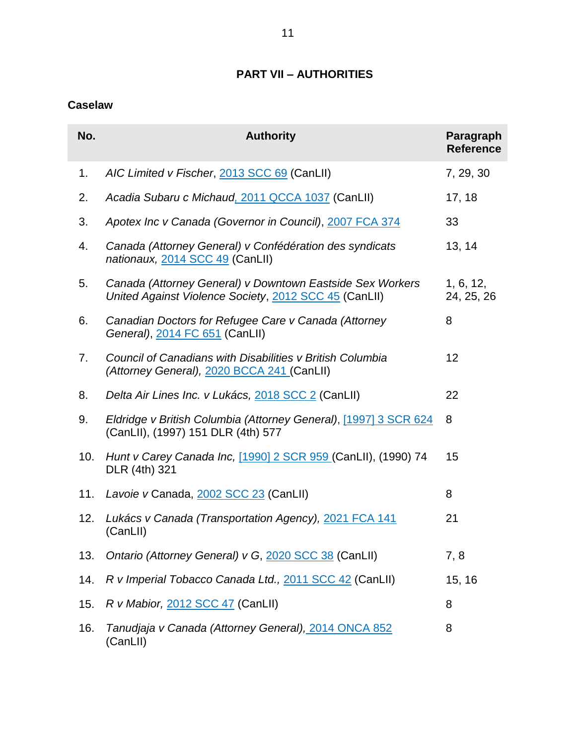# PART VII – AUTHORITIES

## Caselaw

| No. | Authority | Paragraph Reference |
|---|---|---|
| 1. | *AIC Limited v Fischer*, 2013 SCC 69 (CanLII) | 7, 29, 30 |
| 2. | *Acadia Subaru c Michaud*, 2011 QCCA 1037 (CanLII) | 17, 18 |
| 3. | *Apotex Inc v Canada (Governor in Council)*, 2007 FCA 374 | 33 |
| 4. | *Canada (Attorney General) v Confédération des syndicats nationaux,* 2014 SCC 49 (CanLII) | 13, 14 |
| 5. | *Canada (Attorney General) v Downtown Eastside Sex Workers United Against Violence Society*, 2012 SCC 45 (CanLII) | 1, 6, 12, 24, 25, 26 |
| 6. | *Canadian Doctors for Refugee Care v Canada (Attorney General)*, 2014 FC 651 (CanLII) | 8 |
| 7. | *Council of Canadians with Disabilities v British Columbia (Attorney General),* 2020 BCCA 241 (CanLII) | 12 |
| 8. | *Delta Air Lines Inc. v Lukács,* 2018 SCC 2 (CanLII) | 22 |
| 9. | *Eldridge v British Columbia (Attorney General)*, [1997] 3 SCR 624 (CanLII), (1997) 151 DLR (4th) 577 | 8 |
| 10. | *Hunt v Carey Canada Inc,* [1990] 2 SCR 959 (CanLII), (1990) 74 DLR (4th) 321 | 15 |
| 11. | *Lavoie v* Canada, 2002 SCC 23 (CanLII) | 8 |
| 12. | *Lukács v Canada (Transportation Agency),* 2021 FCA 141 (CanLII) | 21 |
| 13. | *Ontario (Attorney General) v G*, 2020 SCC 38 (CanLII) | 7, 8 |
| 14. | *R v Imperial Tobacco Canada Ltd.,* 2011 SCC 42 (CanLII) | 15, 16 |
| 15. | *R v Mabior,* 2012 SCC 47 (CanLII) | 8 |
| 16. | *Tanudjaja v Canada (Attorney General),* 2014 ONCA 852 (CanLII) | 8 |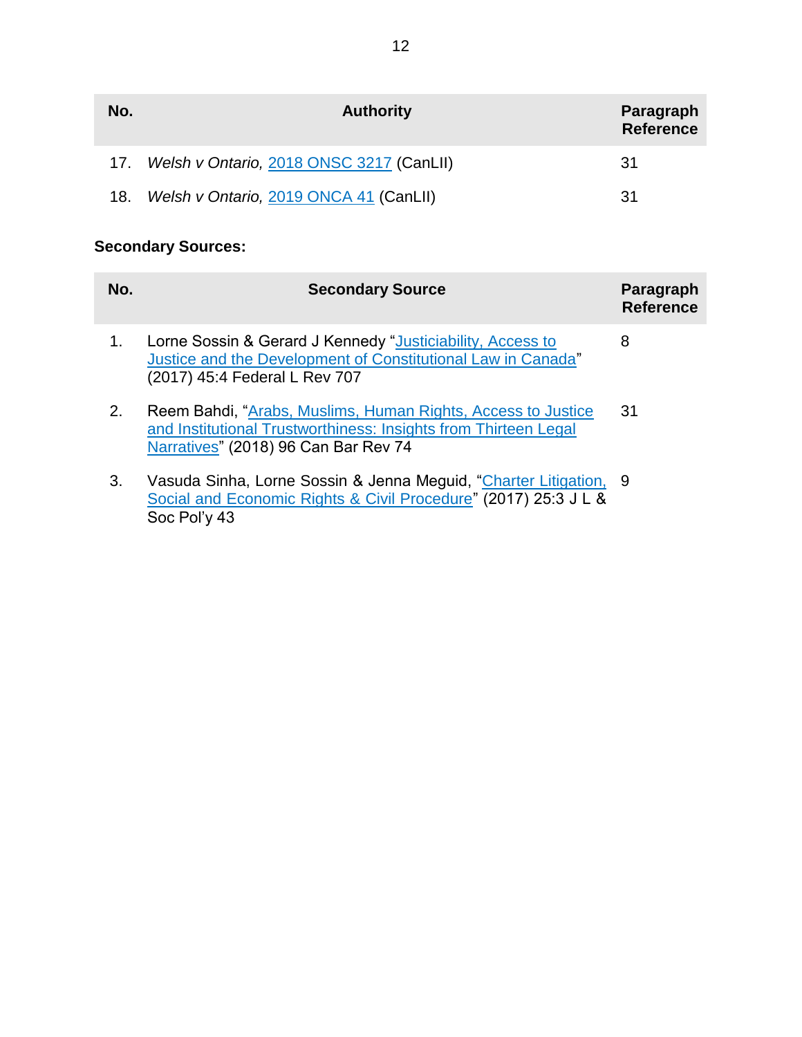| No. | Authority | Paragraph Reference |
|---|---|---|
| 17. | *Welsh v Ontario,* 2018 ONSC 3217 (CanLII) | 31 |
| 18. | *Welsh v Ontario,* 2019 ONCA 41 (CanLII) | 31 |

**Secondary Sources:**

| No. | Secondary Source | Paragraph Reference |
|---|---|---|
| 1. | Lorne Sossin & Gerard J Kennedy "Justiciability, Access to Justice and the Development of Constitutional Law in Canada" (2017) 45:4 Federal L Rev 707 | 8 |
| 2. | Reem Bahdi, "Arabs, Muslims, Human Rights, Access to Justice and Institutional Trustworthiness: Insights from Thirteen Legal Narratives" (2018) 96 Can Bar Rev 74 | 31 |
| 3. | Vasuda Sinha, Lorne Sossin & Jenna Meguid, "Charter Litigation, Social and Economic Rights & Civil Procedure" (2017) 25:3 J L & Soc Pol'y 43 | 9 |